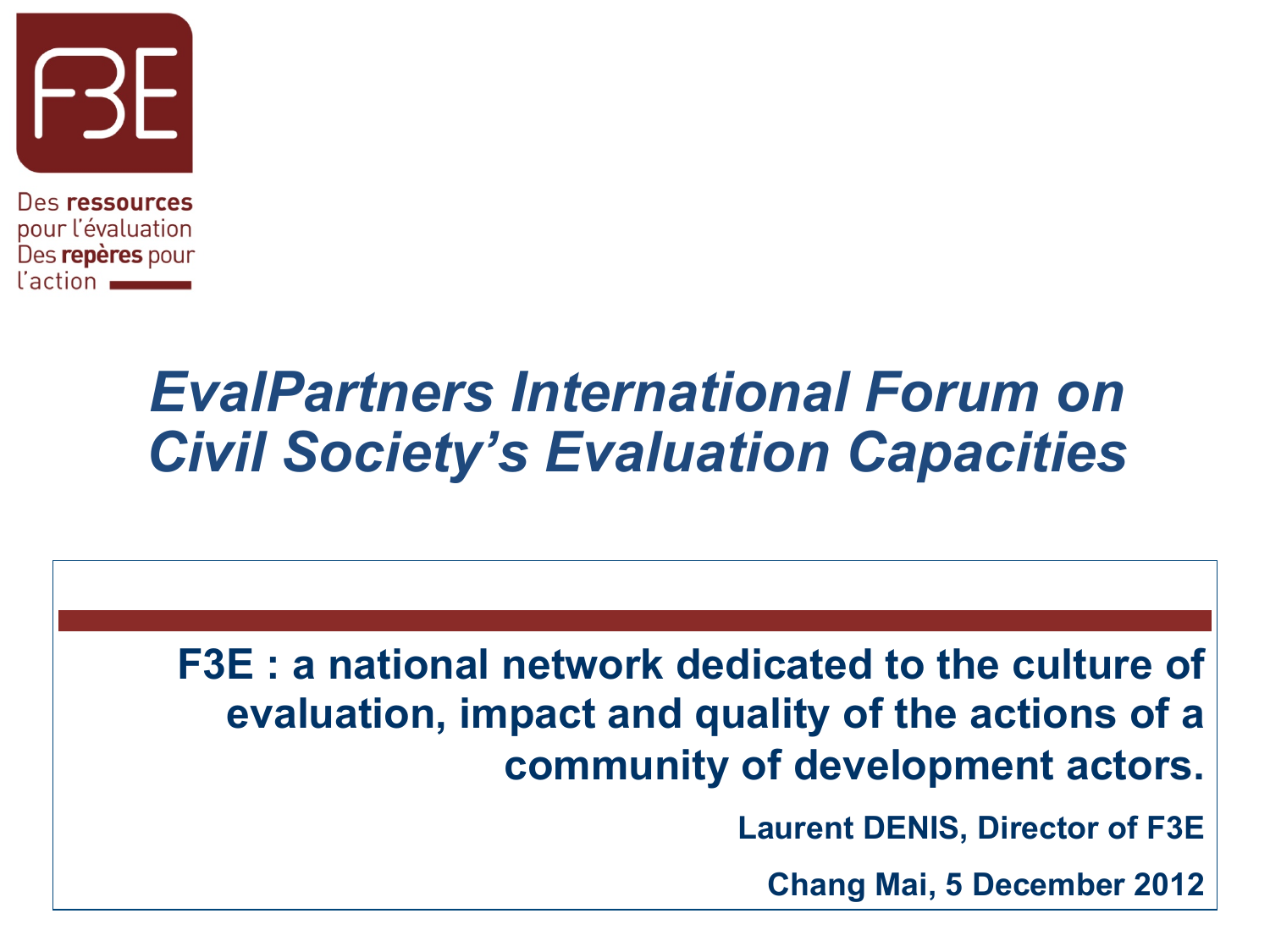F3E

Des **ressources** pour l'évaluation Des **repères** pour l'action

# *EvalPartners International Forum on Civil Society's Evaluation Capacities*

## F3E : a national network dedicated to the culture of evaluation, impact and quality of the actions of a community of development actors.

**Laurent DENIS, Director of F3E**

**Chang Mai, 5 December 2012**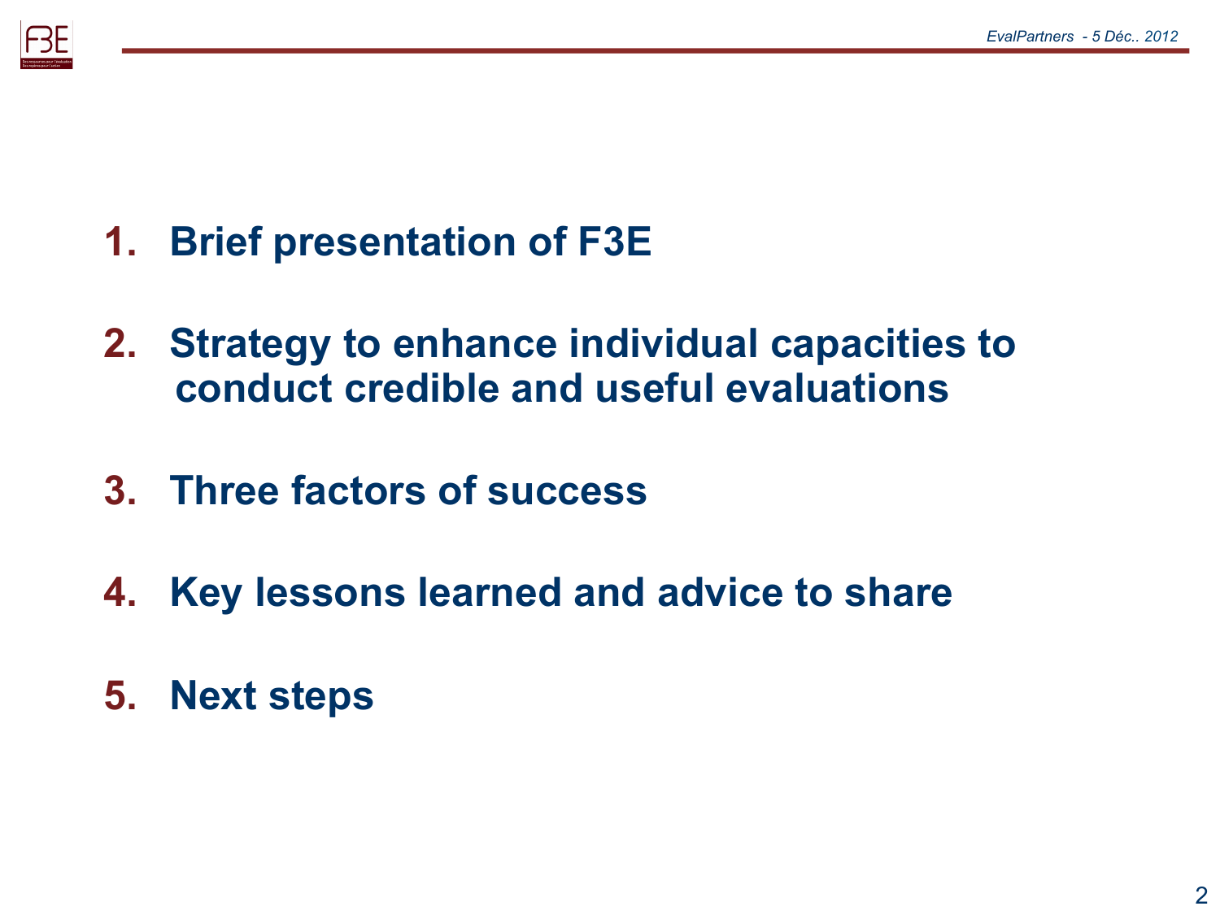1. **Brief presentation of F3E**
2. **Strategy to enhance individual capacities to conduct credible and useful evaluations**
3. **Three factors of success**
4. **Key lessons learned and advice to share**
5. **Next steps**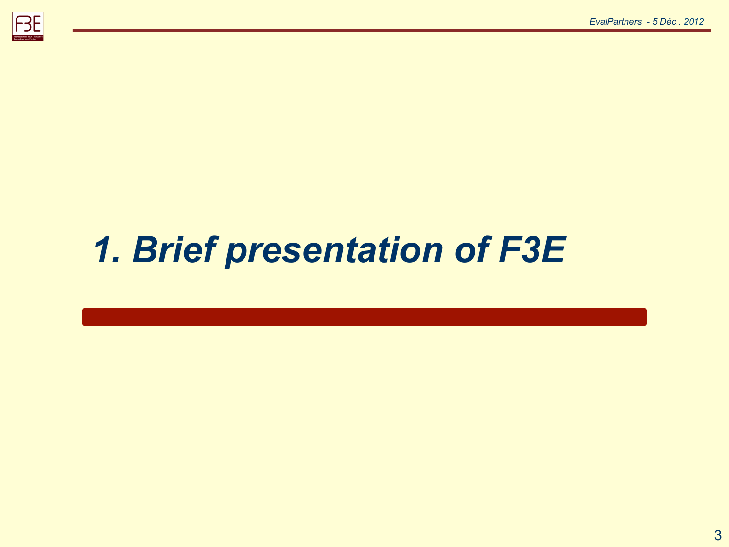# 1. Brief presentation of F3E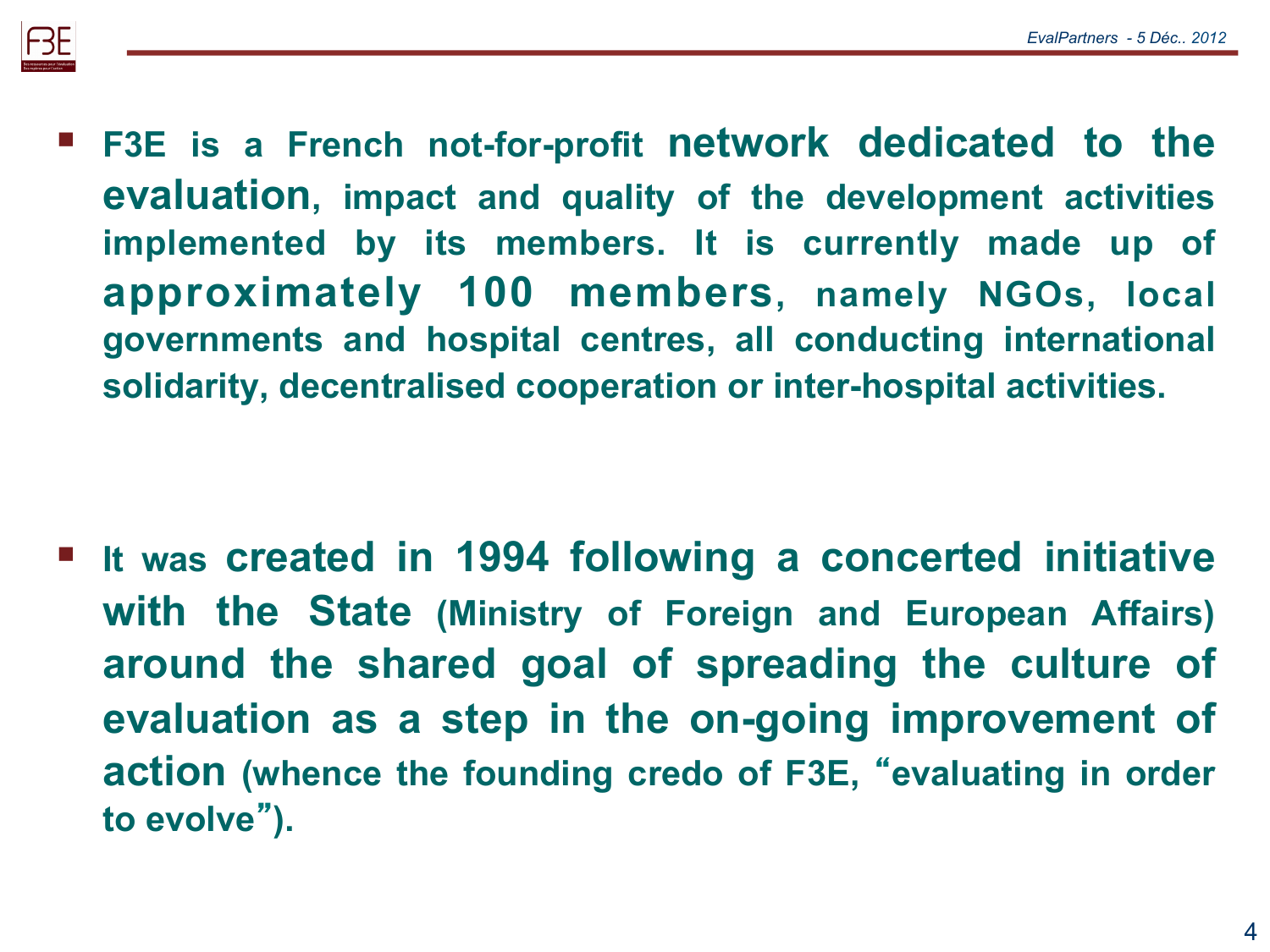- F3E is a French not-for-profit **network dedicated to the evaluation**, impact and quality of the development activities implemented by its members. It is currently made up of **approximately 100 members**, namely NGOs, local governments and hospital centres, all conducting international solidarity, decentralised cooperation or inter-hospital activities.

- It was **created in 1994 following a concerted initiative with the State** (Ministry of Foreign and European Affairs) **around the shared goal of spreading the culture of evaluation as a step in the on-going improvement of action** (whence the founding credo of F3E, "evaluating in order to evolve").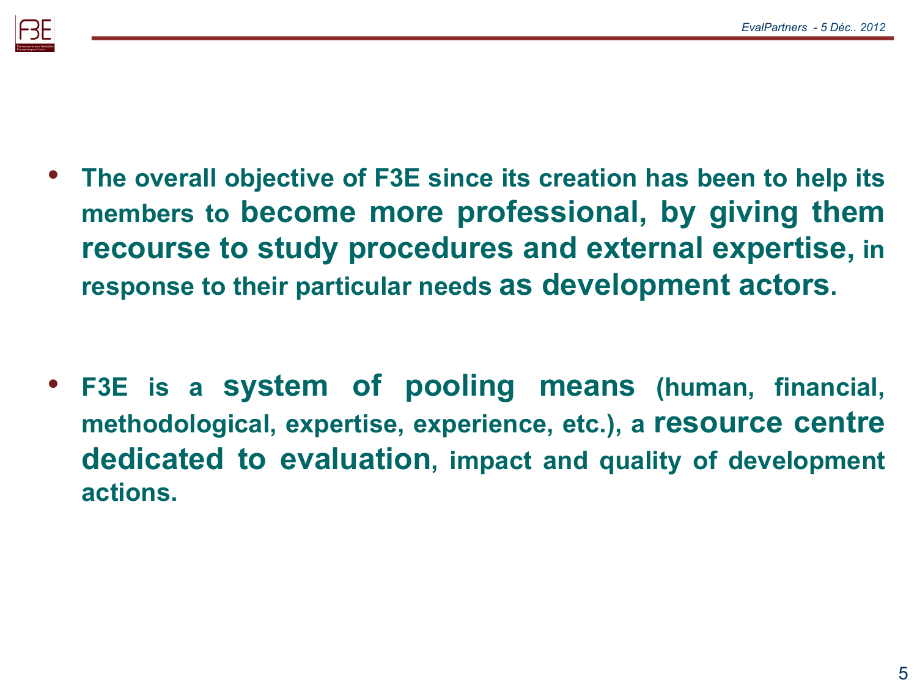- **The overall objective of F3E since its creation has been to help its members to become more professional, by giving them recourse to study procedures and external expertise, in response to their particular needs as development actors.**

- **F3E is a system of pooling means (human, financial, methodological, expertise, experience, etc.), a resource centre dedicated to evaluation, impact and quality of development actions.**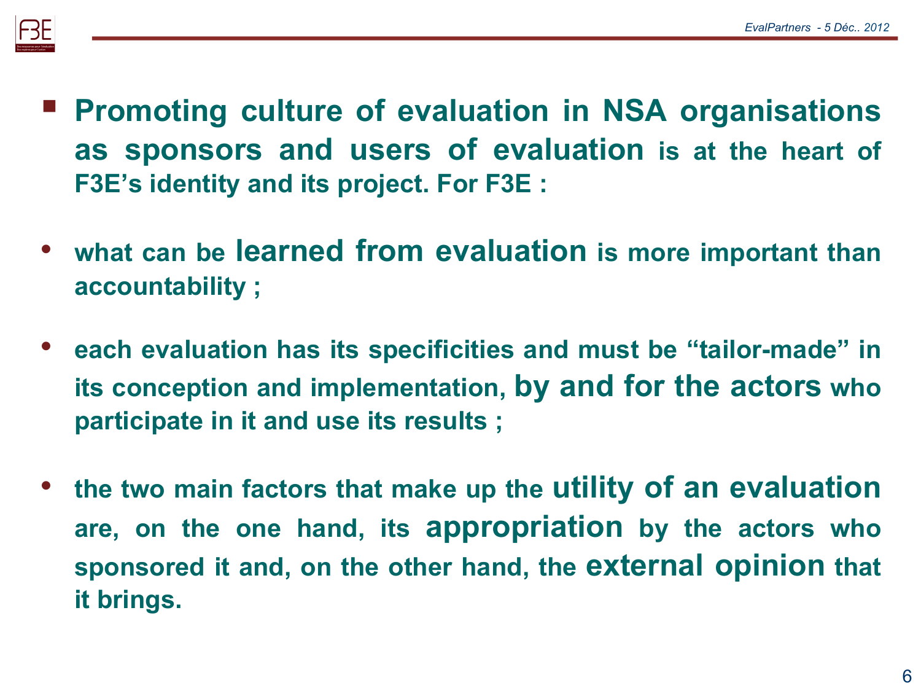- **Promoting culture of evaluation in NSA organisations as sponsors and users of evaluation is at the heart of F3E's identity and its project. For F3E :**

- **what can be learned from evaluation is more important than accountability ;**

- **each evaluation has its specificities and must be "tailor-made" in its conception and implementation, by and for the actors who participate in it and use its results ;**

- **the two main factors that make up the utility of an evaluation are, on the one hand, its appropriation by the actors who sponsored it and, on the other hand, the external opinion that it brings.**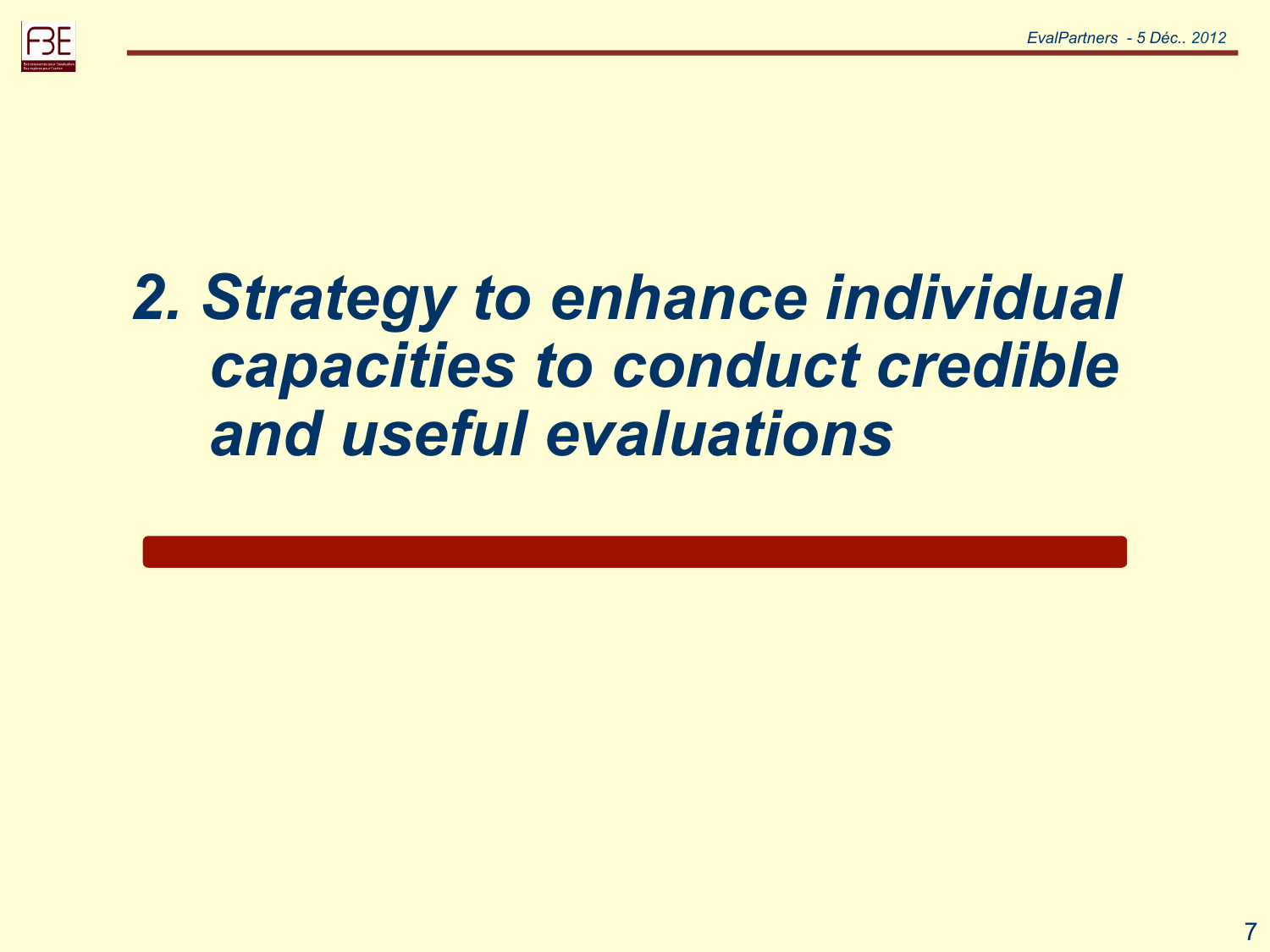# *2. Strategy to enhance individual capacities to conduct credible and useful evaluations*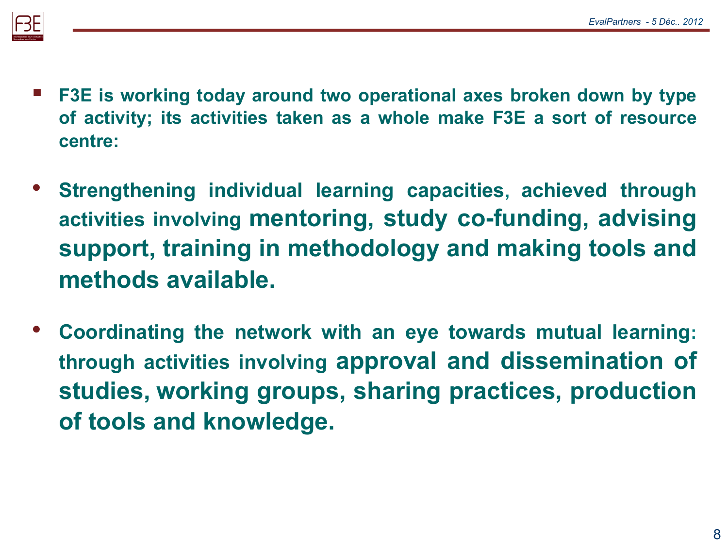- **F3E is working today around two operational axes broken down by type of activity; its activities taken as a whole make F3E a sort of resource centre:**

- **Strengthening individual learning capacities, achieved through activities involving mentoring, study co-funding, advising support, training in methodology and making tools and methods available.**

- **Coordinating the network with an eye towards mutual learning: through activities involving approval and dissemination of studies, working groups, sharing practices, production of tools and knowledge.**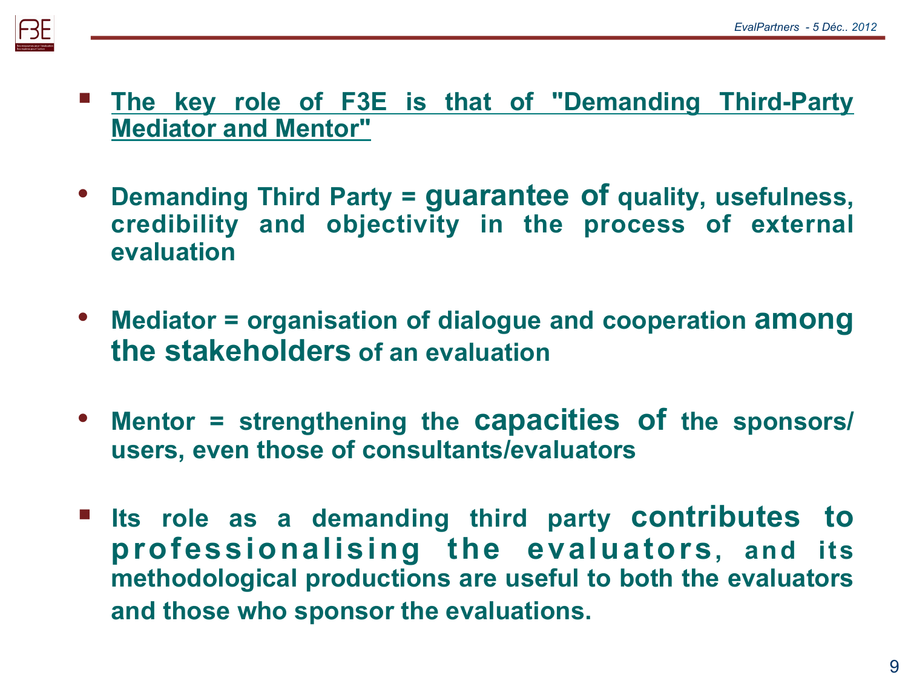- **<u>The key role of F3E is that of "Demanding Third-Party Mediator and Mentor"</u>**

  - **Demanding Third Party = guarantee of quality, usefulness, credibility and objectivity in the process of external evaluation**

  - **Mediator = organisation of dialogue and cooperation among the stakeholders of an evaluation**

  - **Mentor = strengthening the capacities of the sponsors/ users, even those of consultants/evaluators**

- **Its role as a demanding third party contributes to professionalising the evaluators, and its methodological productions are useful to both the evaluators and those who sponsor the evaluations.**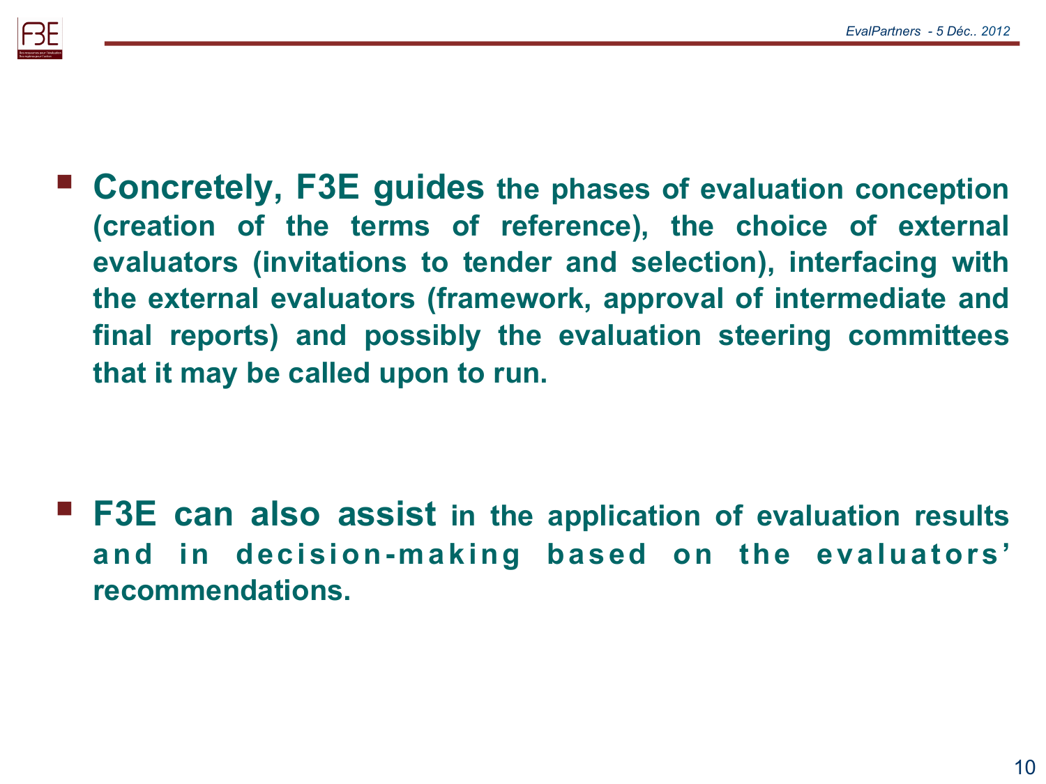- **Concretely, F3E guides** the phases of evaluation conception (creation of the terms of reference), the choice of external evaluators (invitations to tender and selection), interfacing with the external evaluators (framework, approval of intermediate and final reports) and possibly the evaluation steering committees that it may be called upon to run.

- **F3E can also assist** in the application of evaluation results and in decision-making based on the evaluators' recommendations.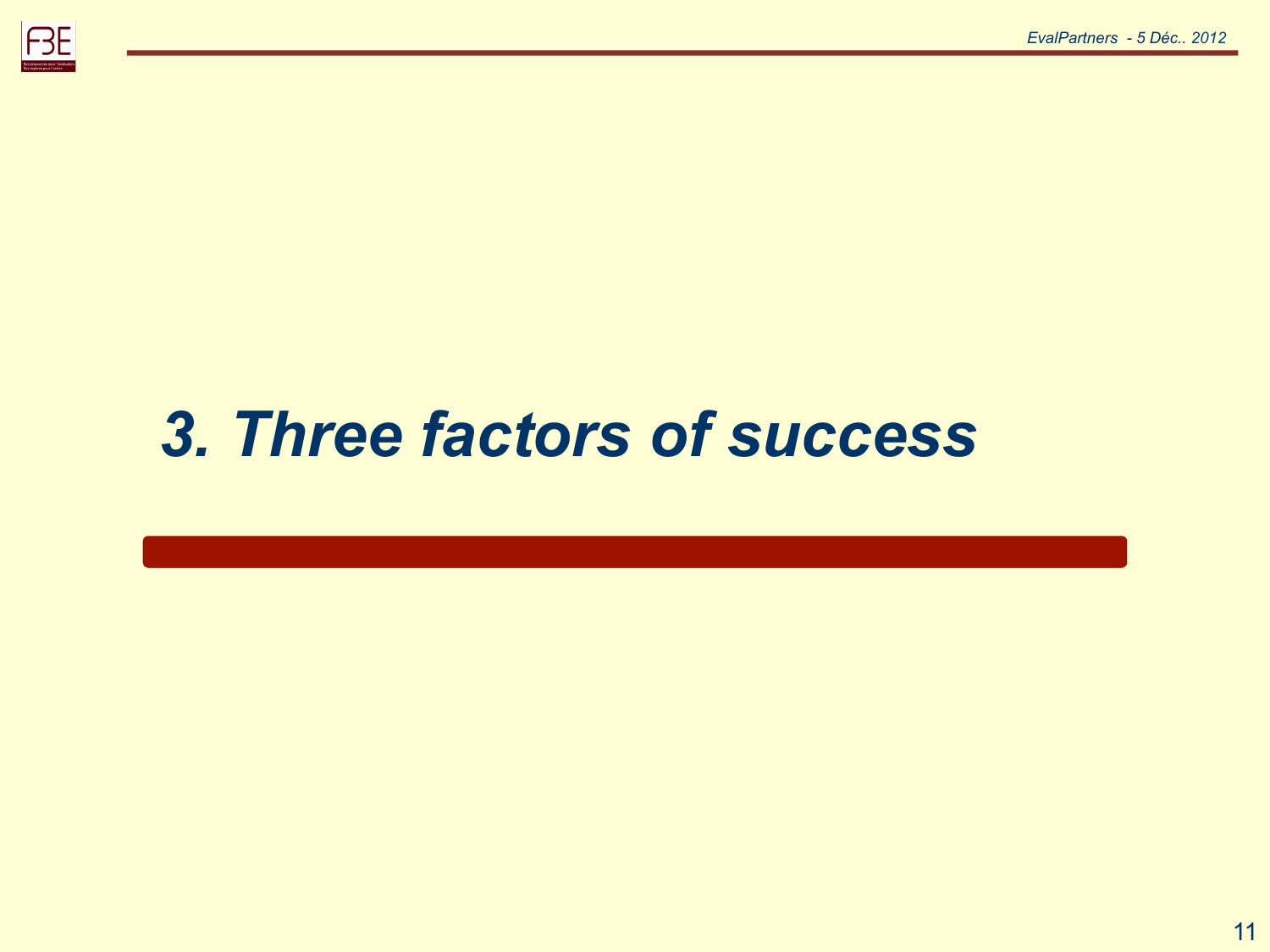# *3. Three factors of success*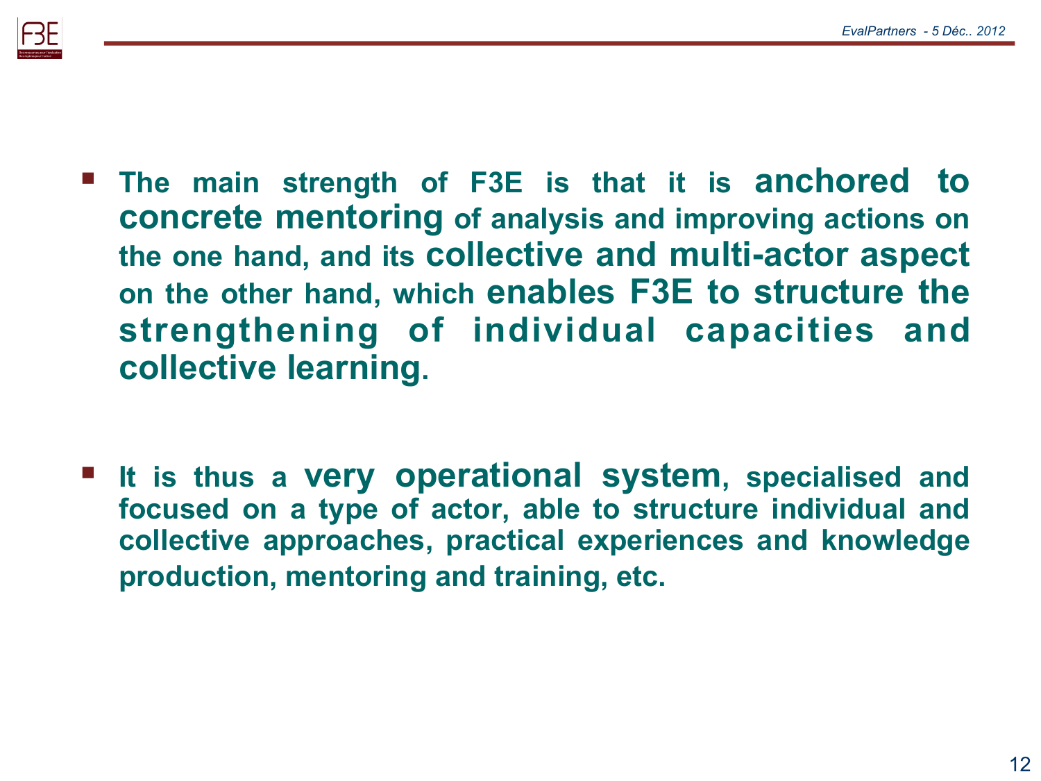- The main strength of F3E is that it is **anchored to concrete mentoring** of analysis and improving actions on the one hand, and its **collective and multi-actor aspect** on the other hand, which **enables F3E to structure the strengthening of individual capacities and collective learning**.

- It is thus a **very operational system**, specialised and focused on a type of actor, able to structure individual and collective approaches, practical experiences and knowledge production, mentoring and training, etc.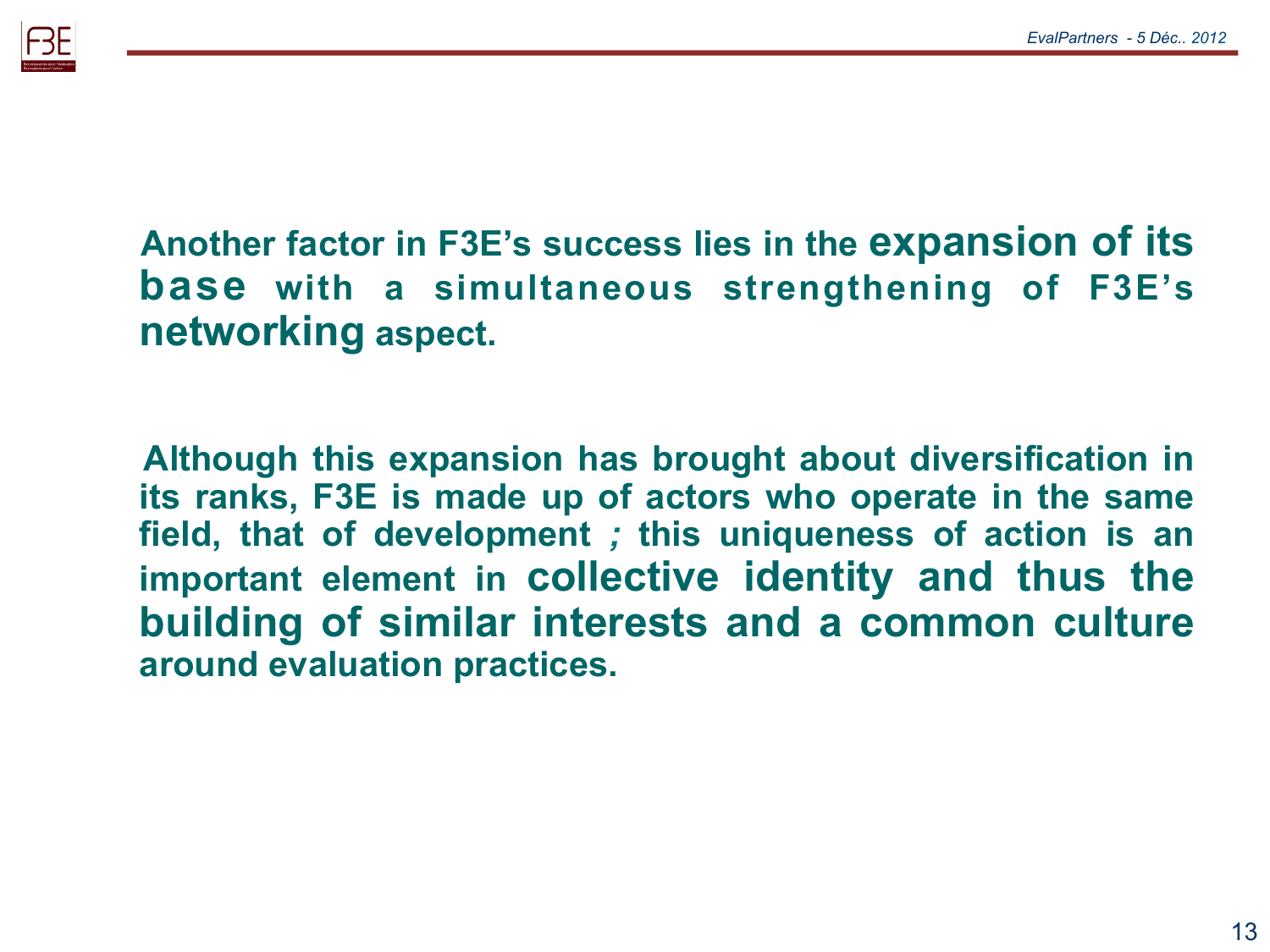**Another factor in F3E's success lies in the expansion of its base with a simultaneous strengthening of F3E's networking aspect.**

**Although this expansion has brought about diversification in its ranks, F3E is made up of actors who operate in the same field, that of development *;* this uniqueness of action is an important element in collective identity and thus the building of similar interests and a common culture around evaluation practices.**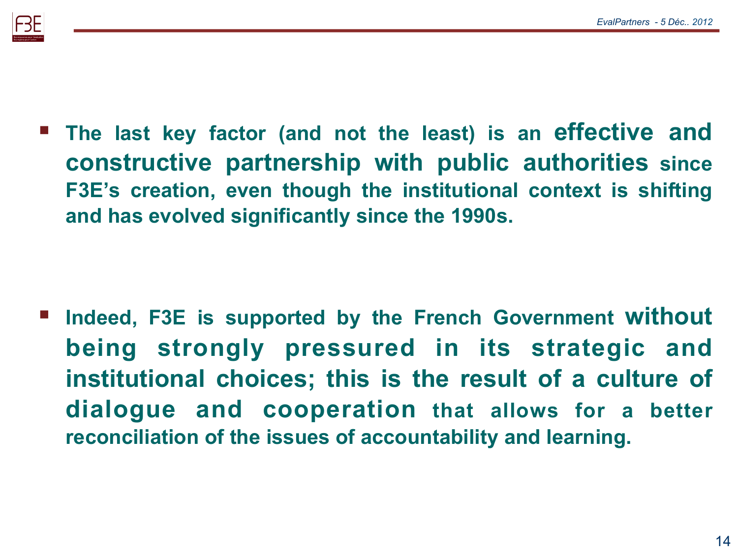- The last key factor (and not the least) is an **effective and constructive partnership with public authorities** since F3E's creation, even though the institutional context is shifting and has evolved significantly since the 1990s.

- Indeed, F3E is supported by the French Government **without being strongly pressured in its strategic and institutional choices; this is the result of a culture of dialogue and cooperation** that allows for a better reconciliation of the issues of accountability and learning.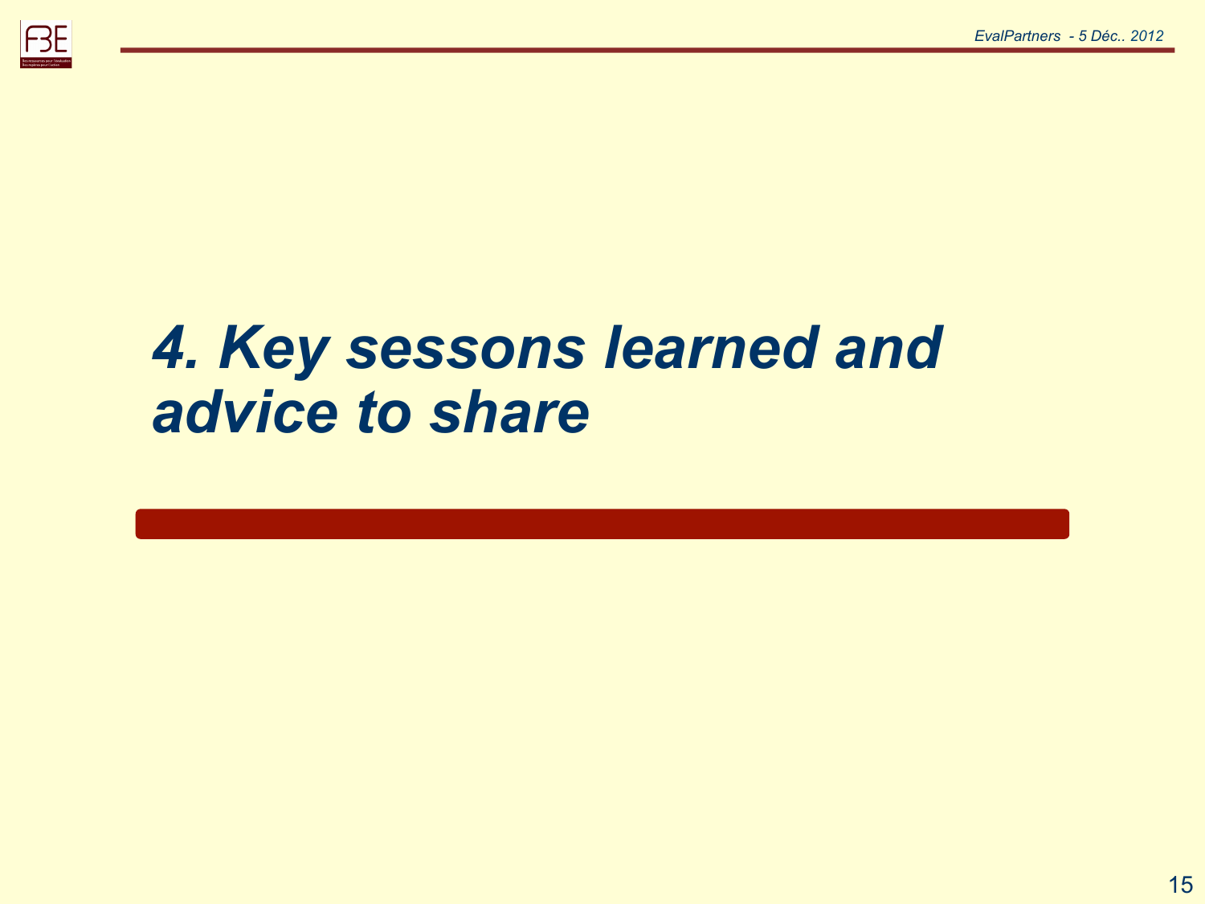# *4. Key sessons learned and advice to share*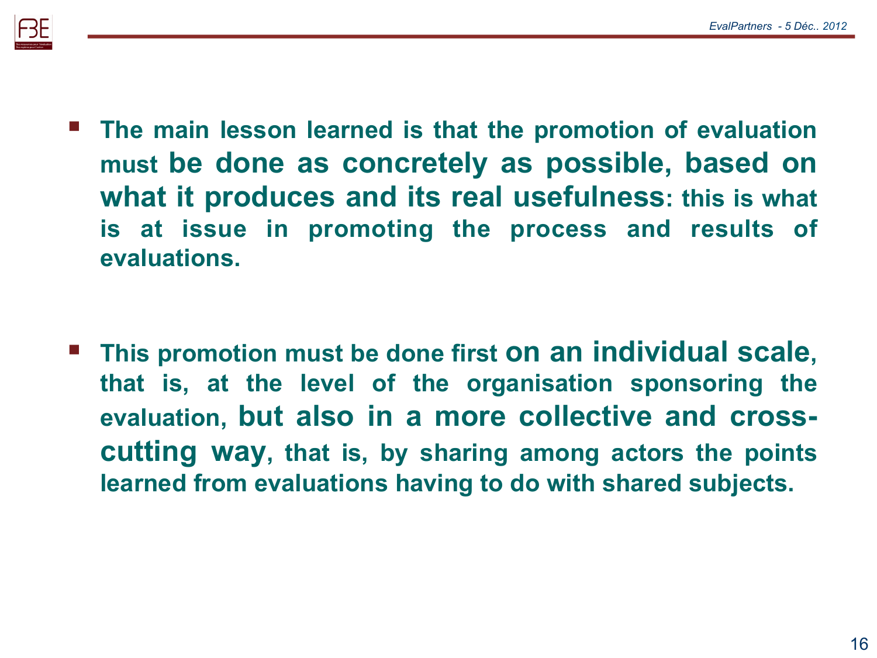- **The main lesson learned is that the promotion of evaluation must be done as concretely as possible, based on what it produces and its real usefulness: this is what is at issue in promoting the process and results of evaluations.**

- **This promotion must be done first on an individual scale, that is, at the level of the organisation sponsoring the evaluation, but also in a more collective and cross-cutting way, that is, by sharing among actors the points learned from evaluations having to do with shared subjects.**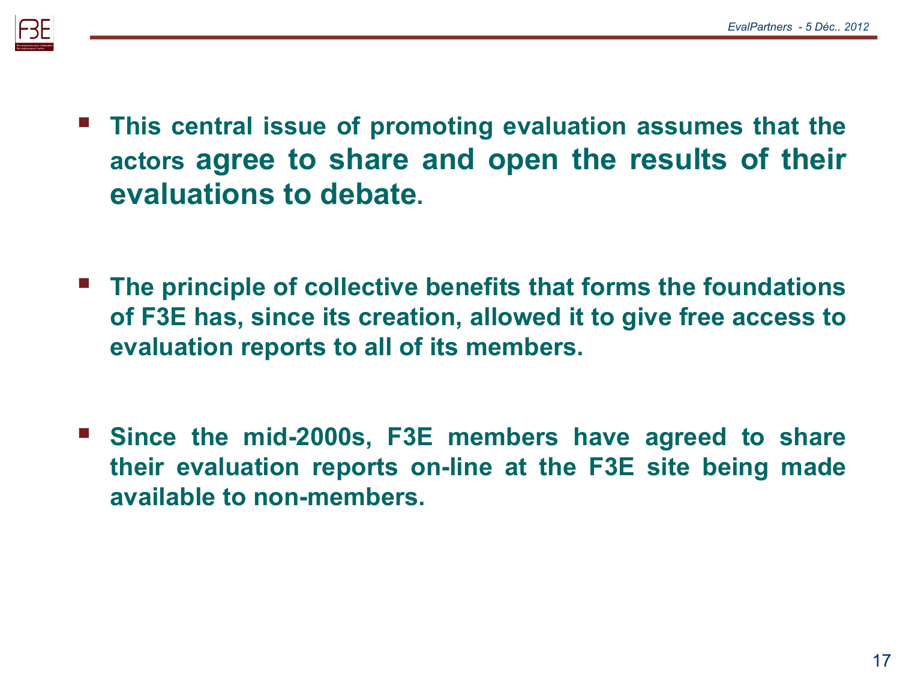- **This central issue of promoting evaluation assumes that the actors agree to share and open the results of their evaluations to debate.**

- **The principle of collective benefits that forms the foundations of F3E has, since its creation, allowed it to give free access to evaluation reports to all of its members.**

- **Since the mid-2000s, F3E members have agreed to share their evaluation reports on-line at the F3E site being made available to non-members.**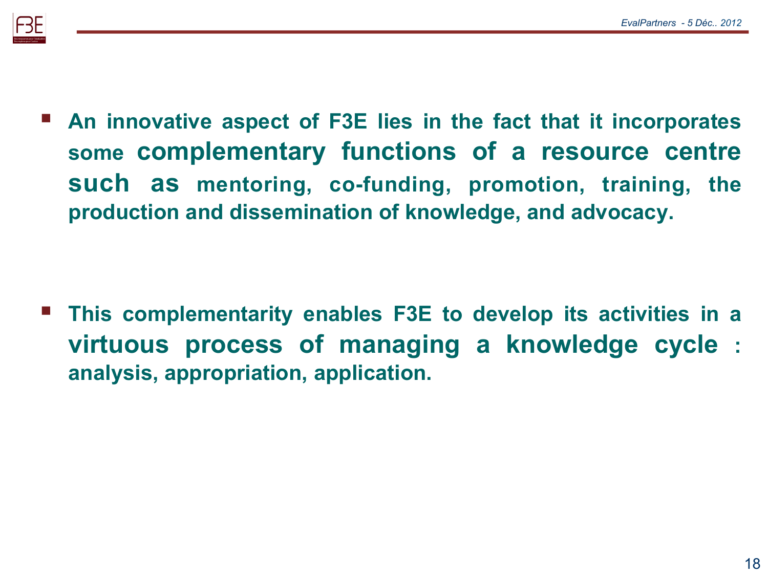- **An innovative aspect of F3E lies in the fact that it incorporates some complementary functions of a resource centre such as mentoring, co-funding, promotion, training, the production and dissemination of knowledge, and advocacy.**

- **This complementarity enables F3E to develop its activities in a virtuous process of managing a knowledge cycle : analysis, appropriation, application.**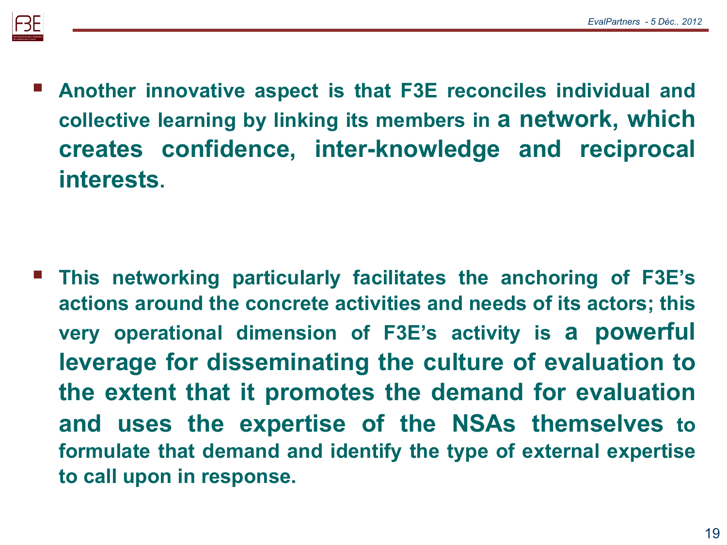- **Another innovative aspect is that F3E reconciles individual and collective learning by linking its members in a network, which creates confidence, inter-knowledge and reciprocal interests.**

- **This networking particularly facilitates the anchoring of F3E's actions around the concrete activities and needs of its actors; this very operational dimension of F3E's activity is a powerful leverage for disseminating the culture of evaluation to the extent that it promotes the demand for evaluation and uses the expertise of the NSAs themselves to formulate that demand and identify the type of external expertise to call upon in response.**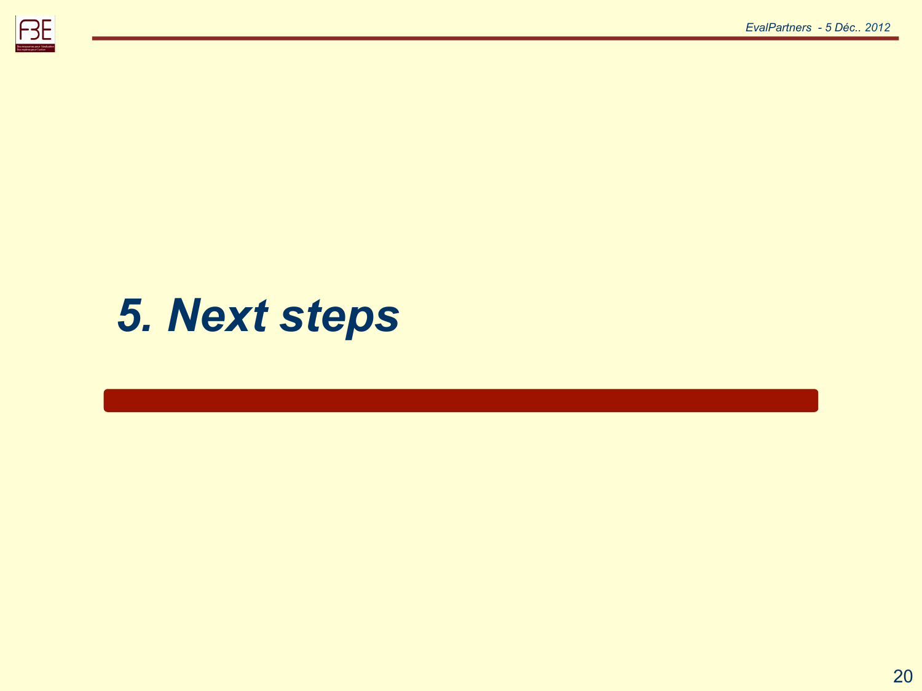# *5. Next steps*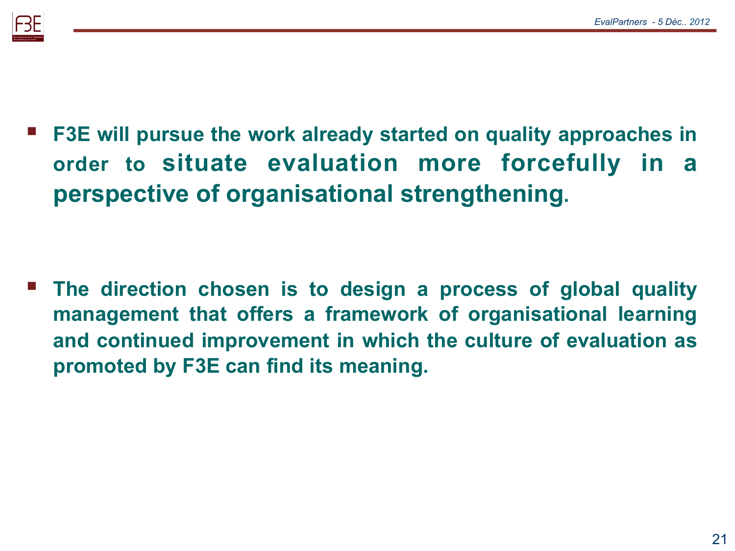- **F3E will pursue the work already started on quality approaches in order to situate evaluation more forcefully in a perspective of organisational strengthening.**

- **The direction chosen is to design a process of global quality management that offers a framework of organisational learning and continued improvement in which the culture of evaluation as promoted by F3E can find its meaning.**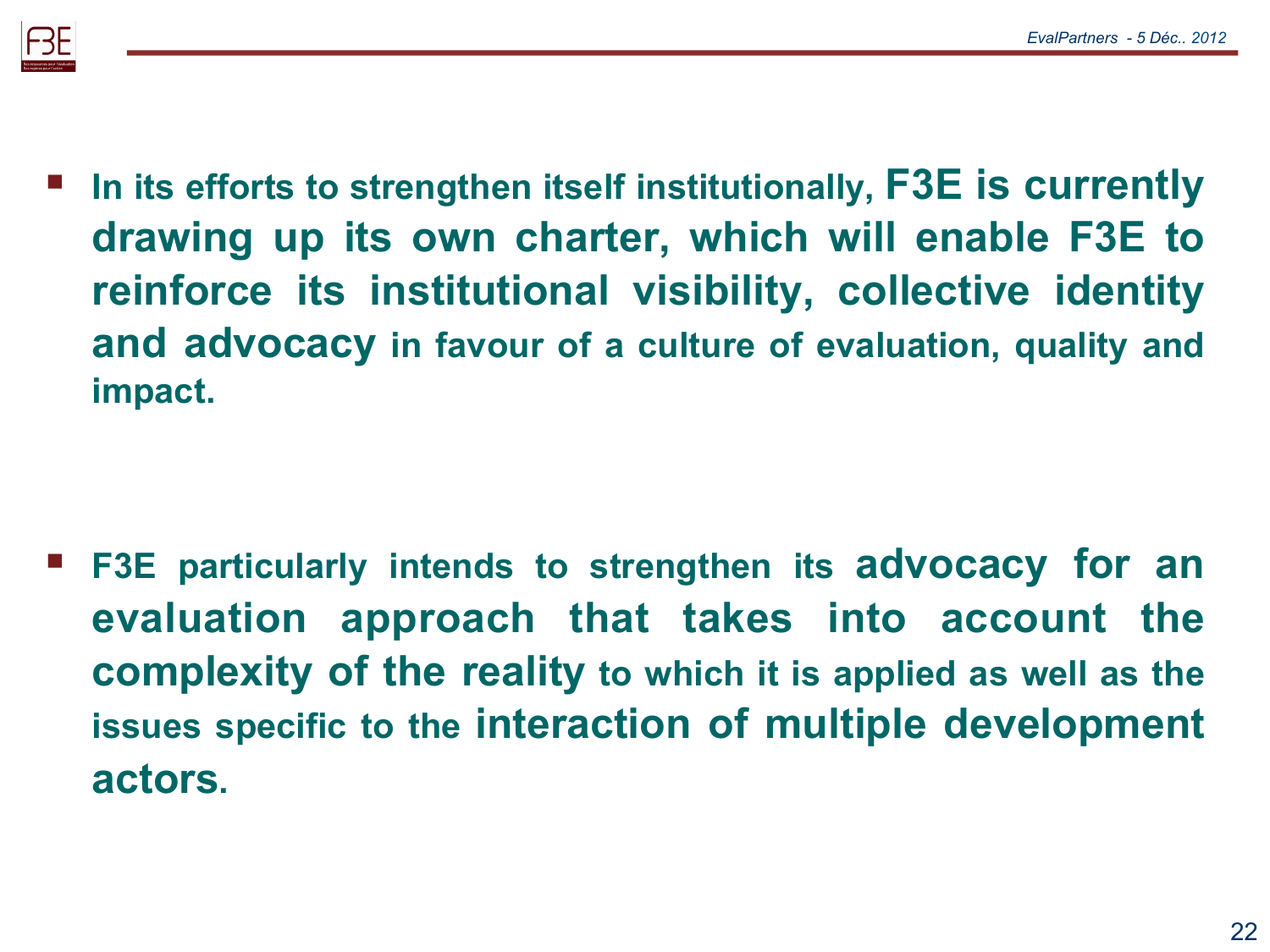- In its efforts to strengthen itself institutionally, **F3E is currently drawing up its own charter, which will enable F3E to reinforce its institutional visibility, collective identity and advocacy** in favour of a culture of evaluation, quality and impact.

- F3E particularly intends to strengthen its **advocacy for an evaluation approach that takes into account the complexity of the reality** to which it is applied as well as the issues specific to the **interaction of multiple development actors**.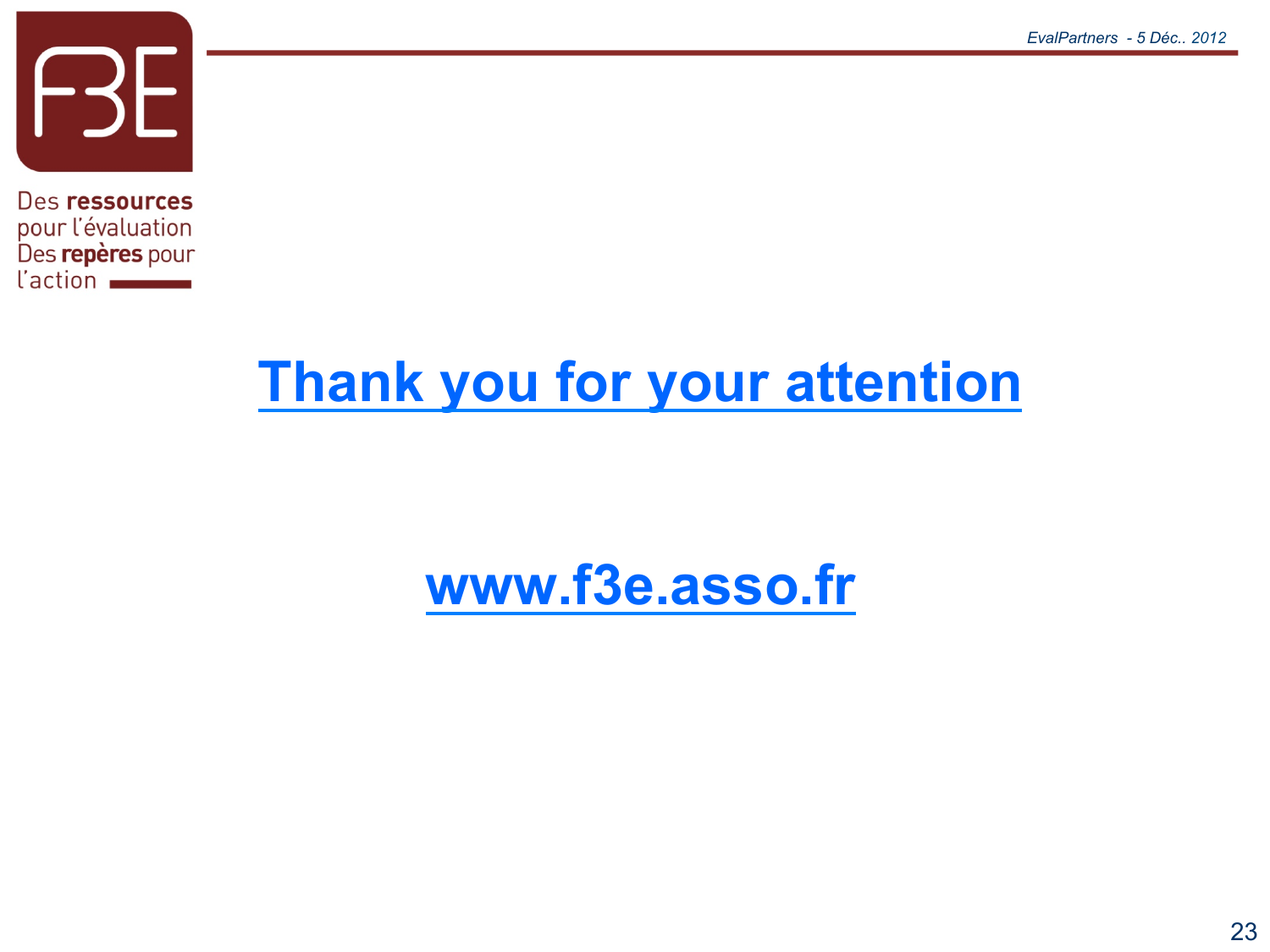Des **ressources** pour l'évaluation
Des **repères** pour l'action

# Thank you for your attention

**www.f3e.asso.fr**